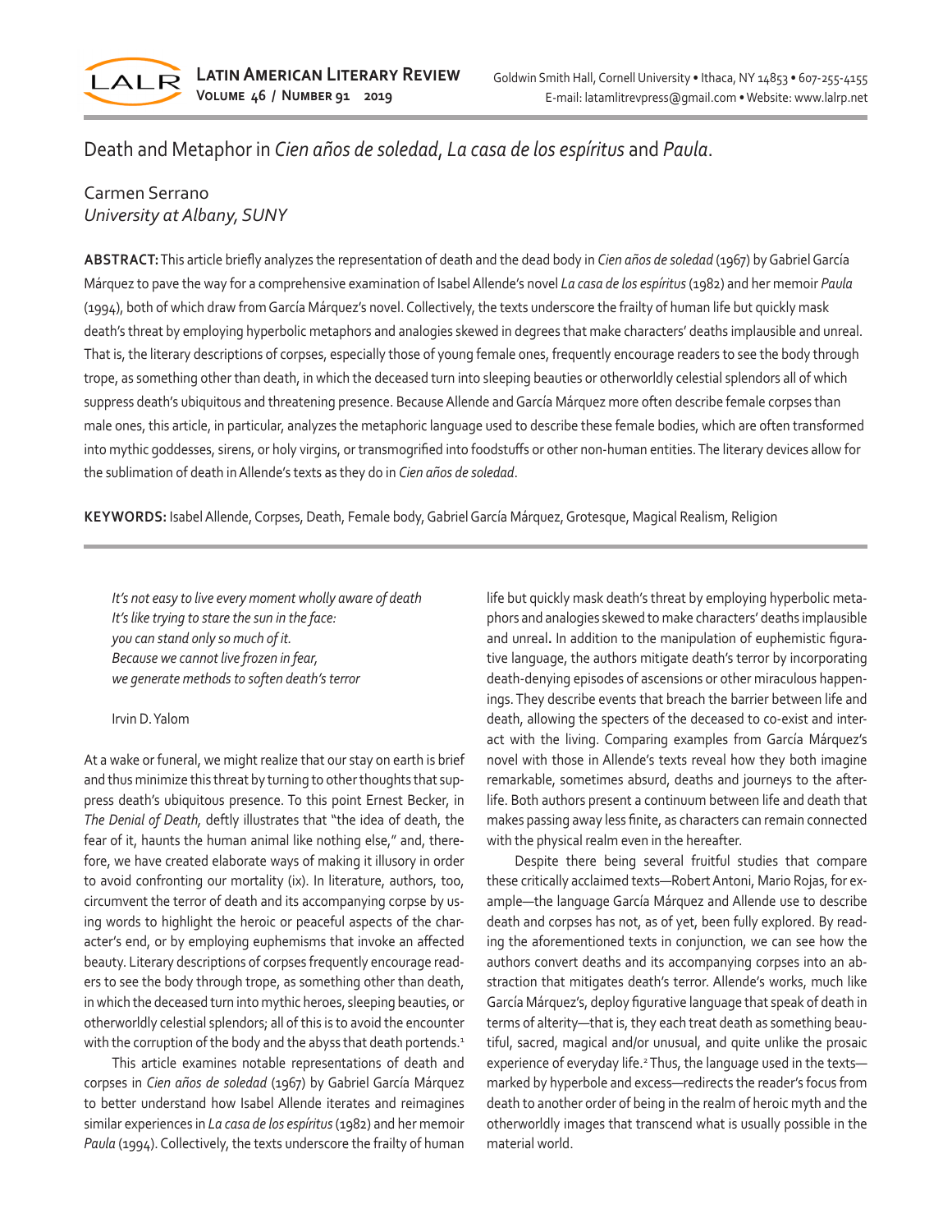# Death and Metaphor in *Cien años de soledad*, *La casa de los espíritus* and *Paula*.

Carmen Serrano
*University at Albany, SUNY*

**ABSTRACT:** This article briefly analyzes the representation of death and the dead body in *Cien años de soledad* (1967) by Gabriel García Márquez to pave the way for a comprehensive examination of Isabel Allende's novel *La casa de los espíritus* (1982) and her memoir *Paula* (1994), both of which draw from García Márquez's novel. Collectively, the texts underscore the frailty of human life but quickly mask death's threat by employing hyperbolic metaphors and analogies skewed in degrees that make characters' deaths implausible and unreal. That is, the literary descriptions of corpses, especially those of young female ones, frequently encourage readers to see the body through trope, as something other than death, in which the deceased turn into sleeping beauties or otherworldly celestial splendors all of which suppress death's ubiquitous and threatening presence. Because Allende and García Márquez more often describe female corpses than male ones, this article, in particular, analyzes the metaphoric language used to describe these female bodies, which are often transformed into mythic goddesses, sirens, or holy virgins, or transmogrified into foodstuffs or other non-human entities. The literary devices allow for the sublimation of death in Allende's texts as they do in *Cien años de soledad*.

**KEYWORDS:** Isabel Allende, Corpses, Death, Female body, Gabriel García Márquez, Grotesque, Magical Realism, Religion

> *It's not easy to live every moment wholly aware of death*
> *It's like trying to stare the sun in the face:*
> *you can stand only so much of it.*
> *Because we cannot live frozen in fear,*
> *we generate methods to soften death's terror*
>
> Irvin D. Yalom

At a wake or funeral, we might realize that our stay on earth is brief and thus minimize this threat by turning to other thoughts that suppress death's ubiquitous presence. To this point Ernest Becker, in *The Denial of Death,* deftly illustrates that "the idea of death, the fear of it, haunts the human animal like nothing else," and, therefore, we have created elaborate ways of making it illusory in order to avoid confronting our mortality (ix). In literature, authors, too, circumvent the terror of death and its accompanying corpse by using words to highlight the heroic or peaceful aspects of the character's end, or by employing euphemisms that invoke an affected beauty. Literary descriptions of corpses frequently encourage readers to see the body through trope, as something other than death, in which the deceased turn into mythic heroes, sleeping beauties, or otherworldly celestial splendors; all of this is to avoid the encounter with the corruption of the body and the abyss that death portends.[1]

This article examines notable representations of death and corpses in *Cien años de soledad* (1967) by Gabriel García Márquez to better understand how Isabel Allende iterates and reimagines similar experiences in *La casa de los espíritus* (1982) and her memoir *Paula* (1994). Collectively, the texts underscore the frailty of human life but quickly mask death's threat by employing hyperbolic metaphors and analogies skewed to make characters' deaths implausible and unreal. In addition to the manipulation of euphemistic figurative language, the authors mitigate death's terror by incorporating death-denying episodes of ascensions or other miraculous happenings. They describe events that breach the barrier between life and death, allowing the specters of the deceased to co-exist and interact with the living. Comparing examples from García Márquez's novel with those in Allende's texts reveal how they both imagine remarkable, sometimes absurd, deaths and journeys to the afterlife. Both authors present a continuum between life and death that makes passing away less finite, as characters can remain connected with the physical realm even in the hereafter.

Despite there being several fruitful studies that compare these critically acclaimed texts—Robert Antoni, Mario Rojas, for example—the language García Márquez and Allende use to describe death and corpses has not, as of yet, been fully explored. By reading the aforementioned texts in conjunction, we can see how the authors convert deaths and its accompanying corpses into an abstraction that mitigates death's terror. Allende's works, much like García Márquez's, deploy figurative language that speak of death in terms of alterity—that is, they each treat death as something beautiful, sacred, magical and/or unusual, and quite unlike the prosaic experience of everyday life.[2] Thus, the language used in the texts—marked by hyperbole and excess—redirects the reader's focus from death to another order of being in the realm of heroic myth and the otherworldly images that transcend what is usually possible in the material world.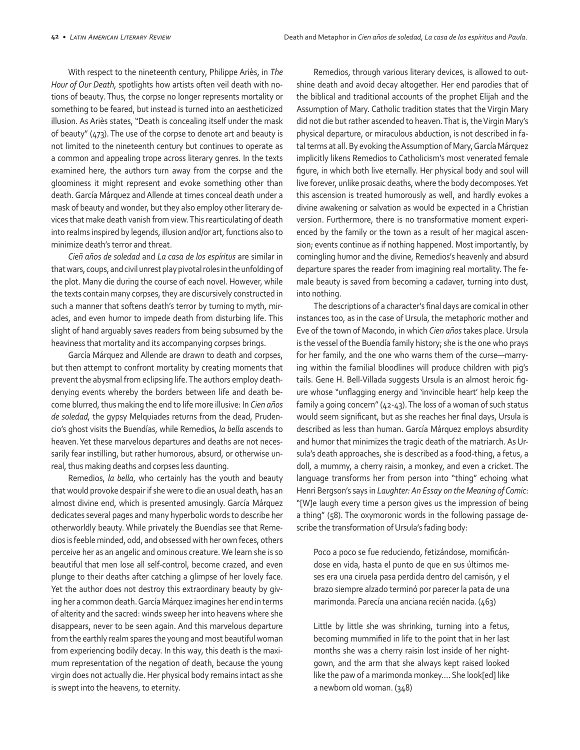With respect to the nineteenth century, Philippe Ariès, in *The Hour of Our Death*, spotlights how artists often veil death with notions of beauty. Thus, the corpse no longer represents mortality or something to be feared, but instead is turned into an aestheticized illusion. As Ariès states, "Death is concealing itself under the mask of beauty" (473). The use of the corpse to denote art and beauty is not limited to the nineteenth century but continues to operate as a common and appealing trope across literary genres. In the texts examined here, the authors turn away from the corpse and the gloominess it might represent and evoke something other than death. García Márquez and Allende at times conceal death under a mask of beauty and wonder, but they also employ other literary devices that make death vanish from view. This rearticulating of death into realms inspired by legends, illusion and/or art, functions also to minimize death's terror and threat.

*Cieñ años de soledad* and *La casa de los espíritus* are similar in that wars, coups, and civil unrest play pivotal roles in the unfolding of the plot. Many die during the course of each novel. However, while the texts contain many corpses, they are discursively constructed in such a manner that softens death's terror by turning to myth, miracles, and even humor to impede death from disturbing life. This slight of hand arguably saves readers from being subsumed by the heaviness that mortality and its accompanying corpses brings.

García Márquez and Allende are drawn to death and corpses, but then attempt to confront mortality by creating moments that prevent the abysmal from eclipsing life. The authors employ death-denying events whereby the borders between life and death become blurred, thus making the end to life more illusive: In *Cien años de soledad,* the gypsy Melquiades returns from the dead, Prudencio's ghost visits the Buendías, while Remedios, *la bella* ascends to heaven. Yet these marvelous departures and deaths are not necessarily fear instilling, but rather humorous, absurd, or otherwise unreal, thus making deaths and corpses less daunting.

Remedios, *la bella*, who certainly has the youth and beauty that would provoke despair if she were to die an usual death, has an almost divine end, which is presented amusingly. García Márquez dedicates several pages and many hyperbolic words to describe her otherworldly beauty. While privately the Buendías see that Remedios is feeble minded, odd, and obsessed with her own feces, others perceive her as an angelic and ominous creature. We learn she is so beautiful that men lose all self-control, become crazed, and even plunge to their deaths after catching a glimpse of her lovely face. Yet the author does not destroy this extraordinary beauty by giving her a common death. García Márquez imagines her end in terms of alterity and the sacred: winds sweep her into heavens where she disappears, never to be seen again. And this marvelous departure from the earthly realm spares the young and most beautiful woman from experiencing bodily decay. In this way, this death is the maximum representation of the negation of death, because the young virgin does not actually die. Her physical body remains intact as she is swept into the heavens, to eternity.

Remedios, through various literary devices, is allowed to outshine death and avoid decay altogether. Her end parodies that of the biblical and traditional accounts of the prophet Elijah and the Assumption of Mary. Catholic tradition states that the Virgin Mary did not die but rather ascended to heaven. That is, the Virgin Mary's physical departure, or miraculous abduction, is not described in fatal terms at all. By evoking the Assumption of Mary, García Márquez implicitly likens Remedios to Catholicism's most venerated female figure, in which both live eternally. Her physical body and soul will live forever, unlike prosaic deaths, where the body decomposes. Yet this ascension is treated humorously as well, and hardly evokes a divine awakening or salvation as would be expected in a Christian version. Furthermore, there is no transformative moment experienced by the family or the town as a result of her magical ascension; events continue as if nothing happened. Most importantly, by comingling humor and the divine, Remedios's heavenly and absurd departure spares the reader from imagining real mortality. The female beauty is saved from becoming a cadaver, turning into dust, into nothing.

The descriptions of a character's final days are comical in other instances too, as in the case of Ursula, the metaphoric mother and Eve of the town of Macondo, in which *Cien años* takes place. Ursula is the vessel of the Buendía family history; she is the one who prays for her family, and the one who warns them of the curse—marrying within the familial bloodlines will produce children with pig's tails. Gene H. Bell-Villada suggests Ursula is an almost heroic figure whose "unflagging energy and 'invincible heart' help keep the family a going concern" (42-43). The loss of a woman of such status would seem significant, but as she reaches her final days, Ursula is described as less than human. García Márquez employs absurdity and humor that minimizes the tragic death of the matriarch. As Ursula's death approaches, she is described as a food-thing, a fetus, a doll, a mummy, a cherry raisin, a monkey, and even a cricket. The language transforms her from person into "thing" echoing what Henri Bergson's says in *Laughter: An Essay on the Meaning of Comic*: "[W]e laugh every time a person gives us the impression of being a thing" (58). The oxymoronic words in the following passage describe the transformation of Ursula's fading body:

> Poco a poco se fue reduciendo, fetizándose, momificándose en vida, hasta el punto de que en sus últimos meses era una ciruela pasa perdida dentro del camisón, y el brazo siempre alzado terminó por parecer la pata de una marimonda. Parecía una anciana recién nacida. (463)

> Little by little she was shrinking, turning into a fetus, becoming mummified in life to the point that in her last months she was a cherry raisin lost inside of her nightgown, and the arm that she always kept raised looked like the paw of a marimonda monkey.... She look[ed] like a newborn old woman. (348)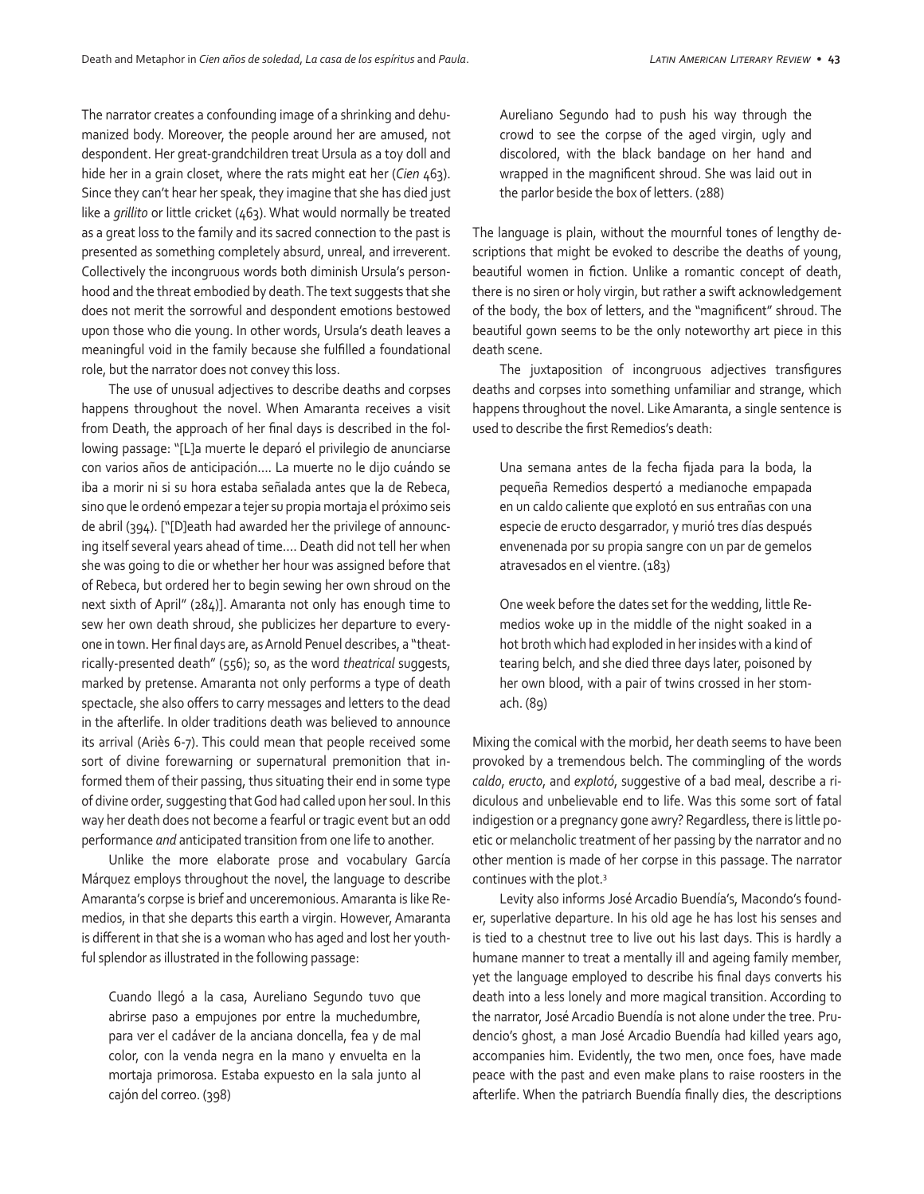The narrator creates a confounding image of a shrinking and dehumanized body. Moreover, the people around her are amused, not despondent. Her great-grandchildren treat Ursula as a toy doll and hide her in a grain closet, where the rats might eat her (*Cien* 463). Since they can't hear her speak, they imagine that she has died just like a *grillito* or little cricket (463). What would normally be treated as a great loss to the family and its sacred connection to the past is presented as something completely absurd, unreal, and irreverent. Collectively the incongruous words both diminish Ursula's personhood and the threat embodied by death. The text suggests that she does not merit the sorrowful and despondent emotions bestowed upon those who die young. In other words, Ursula's death leaves a meaningful void in the family because she fulfilled a foundational role, but the narrator does not convey this loss.

The use of unusual adjectives to describe deaths and corpses happens throughout the novel. When Amaranta receives a visit from Death, the approach of her final days is described in the following passage: "[L]a muerte le deparó el privilegio de anunciarse con varios años de anticipación.... La muerte no le dijo cuándo se iba a morir ni si su hora estaba señalada antes que la de Rebeca, sino que le ordenó empezar a tejer su propia mortaja el próximo seis de abril (394). ["[D]eath had awarded her the privilege of announcing itself several years ahead of time.... Death did not tell her when she was going to die or whether her hour was assigned before that of Rebeca, but ordered her to begin sewing her own shroud on the next sixth of April" (284)]. Amaranta not only has enough time to sew her own death shroud, she publicizes her departure to everyone in town. Her final days are, as Arnold Penuel describes, a "theatrically-presented death" (556); so, as the word *theatrical* suggests, marked by pretense. Amaranta not only performs a type of death spectacle, she also offers to carry messages and letters to the dead in the afterlife. In older traditions death was believed to announce its arrival (Ariès 6-7). This could mean that people received some sort of divine forewarning or supernatural premonition that informed them of their passing, thus situating their end in some type of divine order, suggesting that God had called upon her soul. In this way her death does not become a fearful or tragic event but an odd performance *and* anticipated transition from one life to another.

Unlike the more elaborate prose and vocabulary García Márquez employs throughout the novel, the language to describe Amaranta's corpse is brief and unceremonious. Amaranta is like Remedios, in that she departs this earth a virgin. However, Amaranta is different in that she is a woman who has aged and lost her youthful splendor as illustrated in the following passage:

> Cuando llegó a la casa, Aureliano Segundo tuvo que abrirse paso a empujones por entre la muchedumbre, para ver el cadáver de la anciana doncella, fea y de mal color, con la venda negra en la mano y envuelta en la mortaja primorosa. Estaba expuesto en la sala junto al cajón del correo. (398)

> Aureliano Segundo had to push his way through the crowd to see the corpse of the aged virgin, ugly and discolored, with the black bandage on her hand and wrapped in the magnificent shroud. She was laid out in the parlor beside the box of letters. (288)

The language is plain, without the mournful tones of lengthy descriptions that might be evoked to describe the deaths of young, beautiful women in fiction. Unlike a romantic concept of death, there is no siren or holy virgin, but rather a swift acknowledgement of the body, the box of letters, and the "magnificent" shroud. The beautiful gown seems to be the only noteworthy art piece in this death scene.

The juxtaposition of incongruous adjectives transfigures deaths and corpses into something unfamiliar and strange, which happens throughout the novel. Like Amaranta, a single sentence is used to describe the first Remedios's death:

> Una semana antes de la fecha fijada para la boda, la pequeña Remedios despertó a medianoche empapada en un caldo caliente que explotó en sus entrañas con una especie de eructo desgarrador, y murió tres días después envenenada por su propia sangre con un par de gemelos atravesados en el vientre. (183)

> One week before the dates set for the wedding, little Remedios woke up in the middle of the night soaked in a hot broth which had exploded in her insides with a kind of tearing belch, and she died three days later, poisoned by her own blood, with a pair of twins crossed in her stomach. (89)

Mixing the comical with the morbid, her death seems to have been provoked by a tremendous belch. The commingling of the words *caldo*, *eructo*, and *explotó*, suggestive of a bad meal, describe a ridiculous and unbelievable end to life. Was this some sort of fatal indigestion or a pregnancy gone awry? Regardless, there is little poetic or melancholic treatment of her passing by the narrator and no other mention is made of her corpse in this passage. The narrator continues with the plot.[3]

Levity also informs José Arcadio Buendía's, Macondo's founder, superlative departure. In his old age he has lost his senses and is tied to a chestnut tree to live out his last days. This is hardly a humane manner to treat a mentally ill and ageing family member, yet the language employed to describe his final days converts his death into a less lonely and more magical transition. According to the narrator, José Arcadio Buendía is not alone under the tree. Prudencio's ghost, a man José Arcadio Buendía had killed years ago, accompanies him. Evidently, the two men, once foes, have made peace with the past and even make plans to raise roosters in the afterlife. When the patriarch Buendía finally dies, the descriptions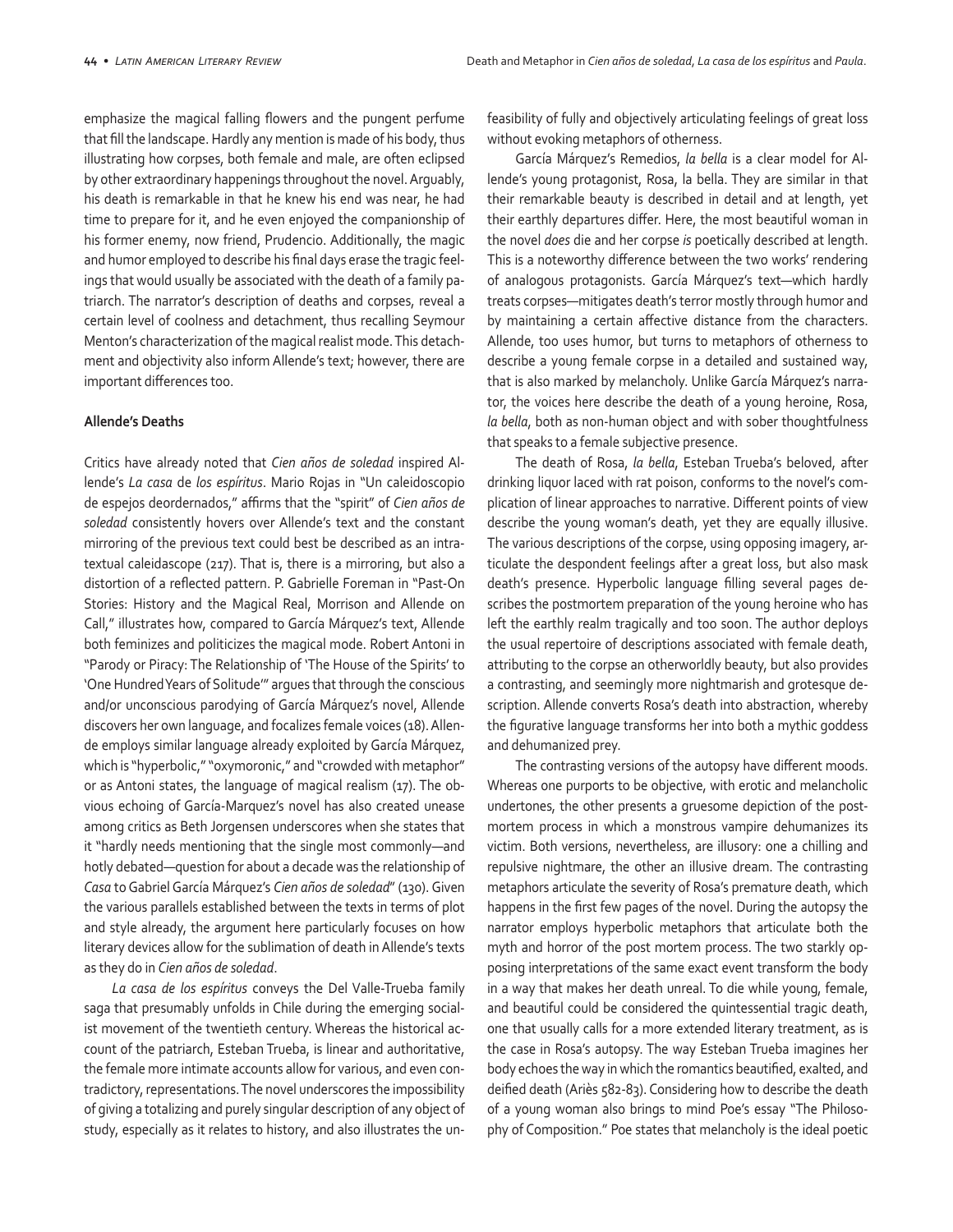emphasize the magical falling flowers and the pungent perfume that fill the landscape. Hardly any mention is made of his body, thus illustrating how corpses, both female and male, are often eclipsed by other extraordinary happenings throughout the novel. Arguably, his death is remarkable in that he knew his end was near, he had time to prepare for it, and he even enjoyed the companionship of his former enemy, now friend, Prudencio. Additionally, the magic and humor employed to describe his final days erase the tragic feelings that would usually be associated with the death of a family patriarch. The narrator's description of deaths and corpses, reveal a certain level of coolness and detachment, thus recalling Seymour Menton's characterization of the magical realist mode. This detachment and objectivity also inform Allende's text; however, there are important differences too.

**Allende's Deaths**

Critics have already noted that *Cien años de soledad* inspired Allende's *La casa* de *los espíritus*. Mario Rojas in "Un caleidoscopio de espejos deordernados," affirms that the "spirit" of *Cien años de soledad* consistently hovers over Allende's text and the constant mirroring of the previous text could best be described as an intratextual caleidascope (217). That is, there is a mirroring, but also a distortion of a reflected pattern. P. Gabrielle Foreman in "Past-On Stories: History and the Magical Real, Morrison and Allende on Call," illustrates how, compared to García Márquez's text, Allende both feminizes and politicizes the magical mode. Robert Antoni in "Parody or Piracy: The Relationship of 'The House of the Spirits' to 'One Hundred Years of Solitude'" argues that through the conscious and/or unconscious parodying of García Márquez's novel, Allende discovers her own language, and focalizes female voices (18). Allende employs similar language already exploited by García Márquez, which is "hyperbolic," "oxymoronic," and "crowded with metaphor" or as Antoni states, the language of magical realism (17). The obvious echoing of García-Marquez's novel has also created unease among critics as Beth Jorgensen underscores when she states that it "hardly needs mentioning that the single most commonly—and hotly debated—question for about a decade was the relationship of *Casa* to Gabriel García Márquez's *Cien años de soledad*" (130). Given the various parallels established between the texts in terms of plot and style already, the argument here particularly focuses on how literary devices allow for the sublimation of death in Allende's texts as they do in *Cien años de soledad*.

*La casa de los espíritus* conveys the Del Valle-Trueba family saga that presumably unfolds in Chile during the emerging socialist movement of the twentieth century. Whereas the historical account of the patriarch, Esteban Trueba, is linear and authoritative, the female more intimate accounts allow for various, and even contradictory, representations. The novel underscores the impossibility of giving a totalizing and purely singular description of any object of study, especially as it relates to history, and also illustrates the unfeasibility of fully and objectively articulating feelings of great loss without evoking metaphors of otherness.

García Márquez's Remedios, *la bella* is a clear model for Allende's young protagonist, Rosa, la bella. They are similar in that their remarkable beauty is described in detail and at length, yet their earthly departures differ. Here, the most beautiful woman in the novel *does* die and her corpse *is* poetically described at length. This is a noteworthy difference between the two works' rendering of analogous protagonists. García Márquez's text—which hardly treats corpses—mitigates death's terror mostly through humor and by maintaining a certain affective distance from the characters. Allende, too uses humor, but turns to metaphors of otherness to describe a young female corpse in a detailed and sustained way, that is also marked by melancholy. Unlike García Márquez's narrator, the voices here describe the death of a young heroine, Rosa, *la bella*, both as non-human object and with sober thoughtfulness that speaks to a female subjective presence.

The death of Rosa, *la bella*, Esteban Trueba's beloved, after drinking liquor laced with rat poison, conforms to the novel's complication of linear approaches to narrative. Different points of view describe the young woman's death, yet they are equally illusive. The various descriptions of the corpse, using opposing imagery, articulate the despondent feelings after a great loss, but also mask death's presence. Hyperbolic language filling several pages describes the postmortem preparation of the young heroine who has left the earthly realm tragically and too soon. The author deploys the usual repertoire of descriptions associated with female death, attributing to the corpse an otherworldly beauty, but also provides a contrasting, and seemingly more nightmarish and grotesque description. Allende converts Rosa's death into abstraction, whereby the figurative language transforms her into both a mythic goddess and dehumanized prey.

The contrasting versions of the autopsy have different moods. Whereas one purports to be objective, with erotic and melancholic undertones, the other presents a gruesome depiction of the postmortem process in which a monstrous vampire dehumanizes its victim. Both versions, nevertheless, are illusory: one a chilling and repulsive nightmare, the other an illusive dream. The contrasting metaphors articulate the severity of Rosa's premature death, which happens in the first few pages of the novel. During the autopsy the narrator employs hyperbolic metaphors that articulate both the myth and horror of the post mortem process. The two starkly opposing interpretations of the same exact event transform the body in a way that makes her death unreal. To die while young, female, and beautiful could be considered the quintessential tragic death, one that usually calls for a more extended literary treatment, as is the case in Rosa's autopsy. The way Esteban Trueba imagines her body echoes the way in which the romantics beautified, exalted, and deified death (Ariès 582-83). Considering how to describe the death of a young woman also brings to mind Poe's essay "The Philosophy of Composition." Poe states that melancholy is the ideal poetic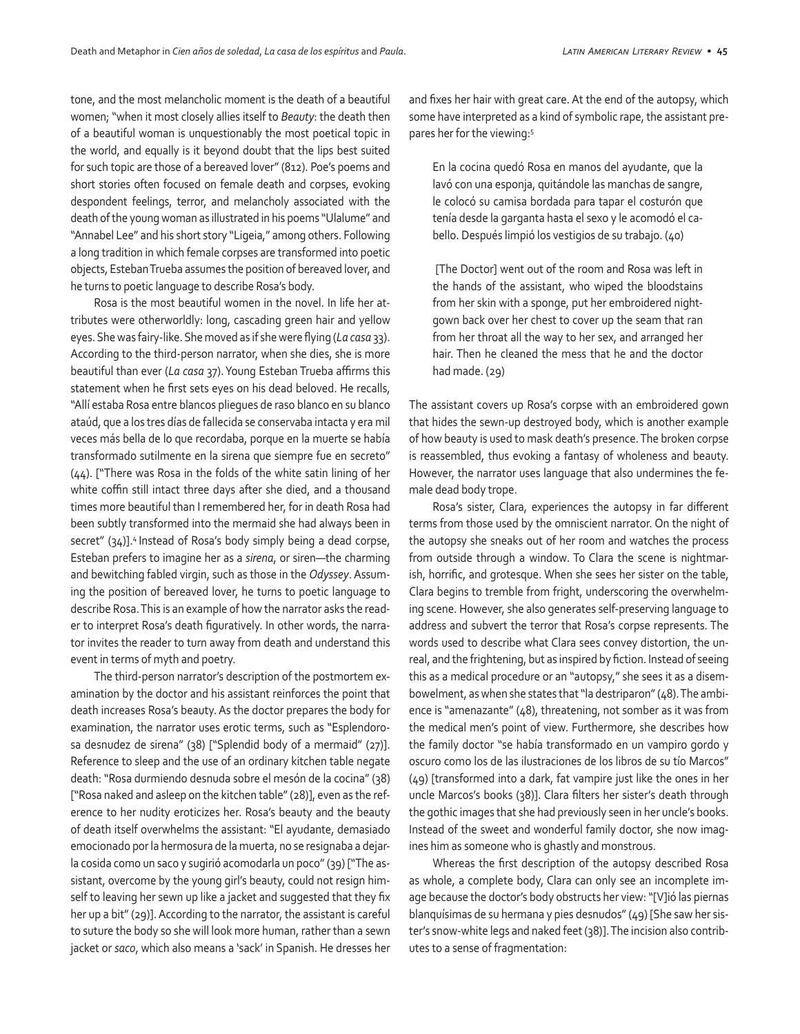tone, and the most melancholic moment is the death of a beautiful women; "when it most closely allies itself to *Beauty*: the death then of a beautiful woman is unquestionably the most poetical topic in the world, and equally is it beyond doubt that the lips best suited for such topic are those of a bereaved lover" (812). Poe's poems and short stories often focused on female death and corpses, evoking despondent feelings, terror, and melancholy associated with the death of the young woman as illustrated in his poems "Ulalume" and "Annabel Lee" and his short story "Ligeia," among others. Following a long tradition in which female corpses are transformed into poetic objects, Esteban Trueba assumes the position of bereaved lover, and he turns to poetic language to describe Rosa's body.

Rosa is the most beautiful women in the novel. In life her attributes were otherworldly: long, cascading green hair and yellow eyes. She was fairy-like. She moved as if she were flying (*La casa* 33). According to the third-person narrator, when she dies, she is more beautiful than ever (*La casa* 37). Young Esteban Trueba affirms this statement when he first sets eyes on his dead beloved. He recalls, "Allí estaba Rosa entre blancos pliegues de raso blanco en su blanco ataúd, que a los tres días de fallecida se conservaba intacta y era mil veces más bella de lo que recordaba, porque en la muerte se había transformado sutilmente en la sirena que siempre fue en secreto" (44). ["There was Rosa in the folds of the white satin lining of her white coffin still intact three days after she died, and a thousand times more beautiful than I remembered her, for in death Rosa had been subtly transformed into the mermaid she had always been in secret" (34)].[4] Instead of Rosa's body simply being a dead corpse, Esteban prefers to imagine her as a *sirena*, or siren—the charming and bewitching fabled virgin, such as those in the *Odyssey*. Assuming the position of bereaved lover, he turns to poetic language to describe Rosa. This is an example of how the narrator asks the reader to interpret Rosa's death figuratively. In other words, the narrator invites the reader to turn away from death and understand this event in terms of myth and poetry.

The third-person narrator's description of the postmortem examination by the doctor and his assistant reinforces the point that death increases Rosa's beauty. As the doctor prepares the body for examination, the narrator uses erotic terms, such as "Esplendorosa desnudez de sirena" (38) ["Splendid body of a mermaid" (27)]. Reference to sleep and the use of an ordinary kitchen table negate death: "Rosa durmiendo desnuda sobre el mesón de la cocina" (38) ["Rosa naked and asleep on the kitchen table" (28)], even as the reference to her nudity eroticizes her. Rosa's beauty and the beauty of death itself overwhelms the assistant: "El ayudante, demasiado emocionado por la hermosura de la muerta, no se resignaba a dejarla cosida como un saco y sugirió acomodarla un poco" (39) ["The assistant, overcome by the young girl's beauty, could not resign himself to leaving her sewn up like a jacket and suggested that they fix her up a bit" (29)]. According to the narrator, the assistant is careful to suture the body so she will look more human, rather than a sewn jacket or *saco*, which also means a 'sack' in Spanish. He dresses her and fixes her hair with great care. At the end of the autopsy, which some have interpreted as a kind of symbolic rape, the assistant prepares her for the viewing:[5]

> En la cocina quedó Rosa en manos del ayudante, que la lavó con una esponja, quitándole las manchas de sangre, le colocó su camisa bordada para tapar el costurón que tenía desde la garganta hasta el sexo y le acomodó el cabello. Después limpió los vestigios de su trabajo. (40)
>
> [The Doctor] went out of the room and Rosa was left in the hands of the assistant, who wiped the bloodstains from her skin with a sponge, put her embroidered nightgown back over her chest to cover up the seam that ran from her throat all the way to her sex, and arranged her hair. Then he cleaned the mess that he and the doctor had made. (29)

The assistant covers up Rosa's corpse with an embroidered gown that hides the sewn-up destroyed body, which is another example of how beauty is used to mask death's presence. The broken corpse is reassembled, thus evoking a fantasy of wholeness and beauty. However, the narrator uses language that also undermines the female dead body trope.

Rosa's sister, Clara, experiences the autopsy in far different terms from those used by the omniscient narrator. On the night of the autopsy she sneaks out of her room and watches the process from outside through a window. To Clara the scene is nightmarish, horrific, and grotesque. When she sees her sister on the table, Clara begins to tremble from fright, underscoring the overwhelming scene. However, she also generates self-preserving language to address and subvert the terror that Rosa's corpse represents. The words used to describe what Clara sees convey distortion, the unreal, and the frightening, but as inspired by fiction. Instead of seeing this as a medical procedure or an "autopsy," she sees it as a disembowelment, as when she states that "la destriparon" (48). The ambience is "amenazante" (48), threatening, not somber as it was from the medical men's point of view. Furthermore, she describes how the family doctor "se había transformado en un vampiro gordo y oscuro como los de las ilustraciones de los libros de su tío Marcos" (49) [transformed into a dark, fat vampire just like the ones in her uncle Marcos's books (38)]. Clara filters her sister's death through the gothic images that she had previously seen in her uncle's books. Instead of the sweet and wonderful family doctor, she now imagines him as someone who is ghastly and monstrous.

Whereas the first description of the autopsy described Rosa as whole, a complete body, Clara can only see an incomplete image because the doctor's body obstructs her view: "[V]ió las piernas blanquísimas de su hermana y pies desnudos" (49) [She saw her sister's snow-white legs and naked feet (38)]. The incision also contributes to a sense of fragmentation: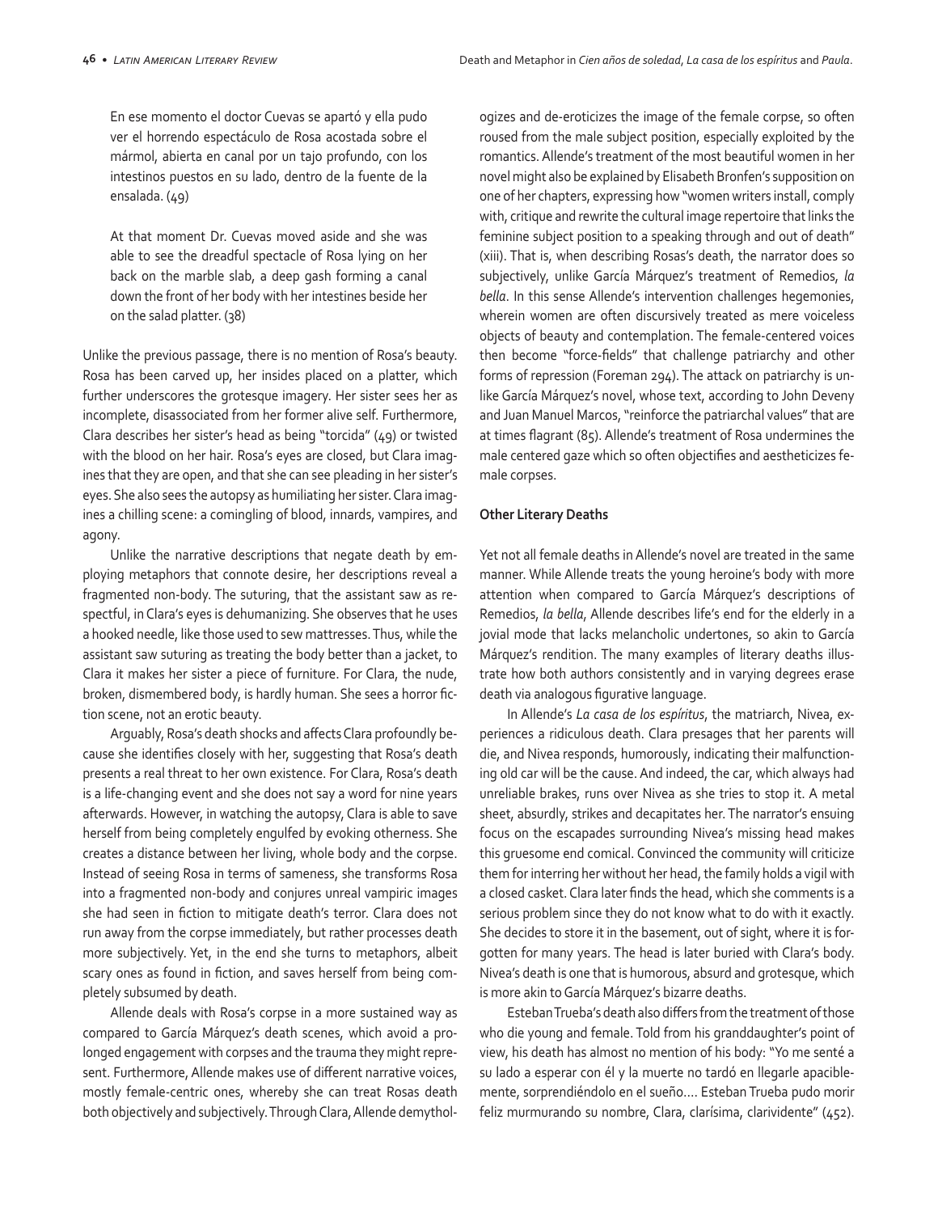> En ese momento el doctor Cuevas se apartó y ella pudo ver el horrendo espectáculo de Rosa acostada sobre el mármol, abierta en canal por un tajo profundo, con los intestinos puestos en su lado, dentro de la fuente de la ensalada. (49)

> At that moment Dr. Cuevas moved aside and she was able to see the dreadful spectacle of Rosa lying on her back on the marble slab, a deep gash forming a canal down the front of her body with her intestines beside her on the salad platter. (38)

Unlike the previous passage, there is no mention of Rosa's beauty. Rosa has been carved up, her insides placed on a platter, which further underscores the grotesque imagery. Her sister sees her as incomplete, disassociated from her former alive self. Furthermore, Clara describes her sister's head as being "torcida" (49) or twisted with the blood on her hair. Rosa's eyes are closed, but Clara imagines that they are open, and that she can see pleading in her sister's eyes. She also sees the autopsy as humiliating her sister. Clara imagines a chilling scene: a comingling of blood, innards, vampires, and agony.

Unlike the narrative descriptions that negate death by employing metaphors that connote desire, her descriptions reveal a fragmented non-body. The suturing, that the assistant saw as respectful, in Clara's eyes is dehumanizing. She observes that he uses a hooked needle, like those used to sew mattresses. Thus, while the assistant saw suturing as treating the body better than a jacket, to Clara it makes her sister a piece of furniture. For Clara, the nude, broken, dismembered body, is hardly human. She sees a horror fiction scene, not an erotic beauty.

Arguably, Rosa's death shocks and affects Clara profoundly because she identifies closely with her, suggesting that Rosa's death presents a real threat to her own existence. For Clara, Rosa's death is a life-changing event and she does not say a word for nine years afterwards. However, in watching the autopsy, Clara is able to save herself from being completely engulfed by evoking otherness. She creates a distance between her living, whole body and the corpse. Instead of seeing Rosa in terms of sameness, she transforms Rosa into a fragmented non-body and conjures unreal vampiric images she had seen in fiction to mitigate death's terror. Clara does not run away from the corpse immediately, but rather processes death more subjectively. Yet, in the end she turns to metaphors, albeit scary ones as found in fiction, and saves herself from being completely subsumed by death.

Allende deals with Rosa's corpse in a more sustained way as compared to García Márquez's death scenes, which avoid a prolonged engagement with corpses and the trauma they might represent. Furthermore, Allende makes use of different narrative voices, mostly female-centric ones, whereby she can treat Rosas death both objectively and subjectively. Through Clara, Allende demythologizes and de-eroticizes the image of the female corpse, so often roused from the male subject position, especially exploited by the romantics. Allende's treatment of the most beautiful women in her novel might also be explained by Elisabeth Bronfen's supposition on one of her chapters, expressing how "women writers install, comply with, critique and rewrite the cultural image repertoire that links the feminine subject position to a speaking through and out of death" (xiii). That is, when describing Rosas's death, the narrator does so subjectively, unlike García Márquez's treatment of Remedios, *la bella*. In this sense Allende's intervention challenges hegemonies, wherein women are often discursively treated as mere voiceless objects of beauty and contemplation. The female-centered voices then become "force-fields" that challenge patriarchy and other forms of repression (Foreman 294). The attack on patriarchy is unlike García Márquez's novel, whose text, according to John Deveny and Juan Manuel Marcos, "reinforce the patriarchal values" that are at times flagrant (85). Allende's treatment of Rosa undermines the male centered gaze which so often objectifies and aestheticizes female corpses.

**Other Literary Deaths**

Yet not all female deaths in Allende's novel are treated in the same manner. While Allende treats the young heroine's body with more attention when compared to García Márquez's descriptions of Remedios, *la bella*, Allende describes life's end for the elderly in a jovial mode that lacks melancholic undertones, so akin to García Márquez's rendition. The many examples of literary deaths illustrate how both authors consistently and in varying degrees erase death via analogous figurative language.

In Allende's *La casa de los espíritus*, the matriarch, Nivea, experiences a ridiculous death. Clara presages that her parents will die, and Nivea responds, humorously, indicating their malfunctioning old car will be the cause. And indeed, the car, which always had unreliable brakes, runs over Nivea as she tries to stop it. A metal sheet, absurdly, strikes and decapitates her. The narrator's ensuing focus on the escapades surrounding Nivea's missing head makes this gruesome end comical. Convinced the community will criticize them for interring her without her head, the family holds a vigil with a closed casket. Clara later finds the head, which she comments is a serious problem since they do not know what to do with it exactly. She decides to store it in the basement, out of sight, where it is forgotten for many years. The head is later buried with Clara's body. Nivea's death is one that is humorous, absurd and grotesque, which is more akin to García Márquez's bizarre deaths.

Esteban Trueba's death also differs from the treatment of those who die young and female. Told from his granddaughter's point of view, his death has almost no mention of his body: "Yo me senté a su lado a esperar con él y la muerte no tardó en llegarle apaciblemente, sorprendiéndolo en el sueño.... Esteban Trueba pudo morir feliz murmurando su nombre, Clara, clarísima, clarividente" (452).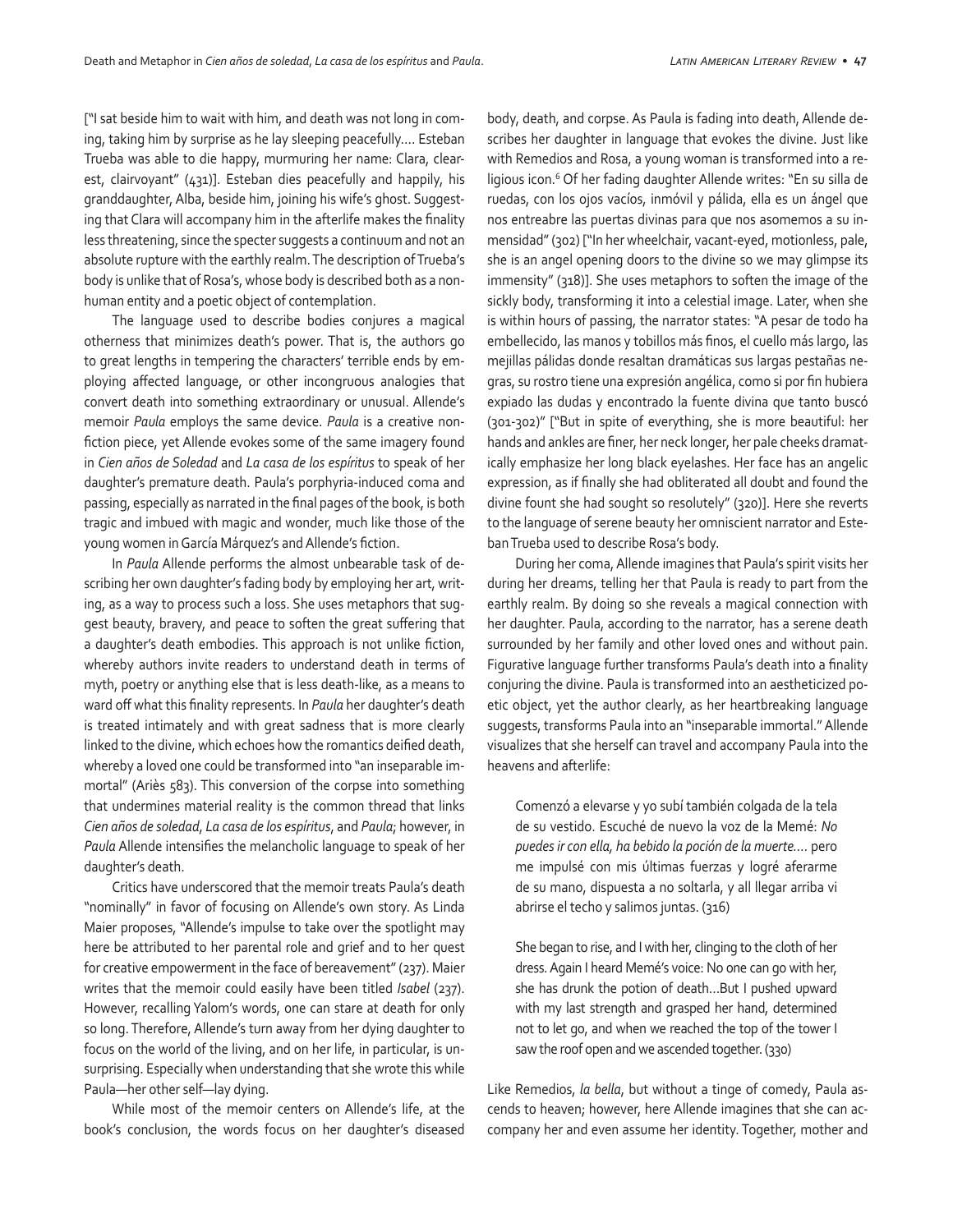["I sat beside him to wait with him, and death was not long in coming, taking him by surprise as he lay sleeping peacefully…. Esteban Trueba was able to die happy, murmuring her name: Clara, clearest, clairvoyant" (431)]. Esteban dies peacefully and happily, his granddaughter, Alba, beside him, joining his wife's ghost. Suggesting that Clara will accompany him in the afterlife makes the finality less threatening, since the specter suggests a continuum and not an absolute rupture with the earthly realm. The description of Trueba's body is unlike that of Rosa's, whose body is described both as a nonhuman entity and a poetic object of contemplation.

The language used to describe bodies conjures a magical otherness that minimizes death's power. That is, the authors go to great lengths in tempering the characters' terrible ends by employing affected language, or other incongruous analogies that convert death into something extraordinary or unusual. Allende's memoir *Paula* employs the same device. *Paula* is a creative nonfiction piece, yet Allende evokes some of the same imagery found in *Cien años de Soledad* and *La casa de los espíritus* to speak of her daughter's premature death. Paula's porphyria-induced coma and passing, especially as narrated in the final pages of the book, is both tragic and imbued with magic and wonder, much like those of the young women in García Márquez's and Allende's fiction.

In *Paula* Allende performs the almost unbearable task of describing her own daughter's fading body by employing her art, writing, as a way to process such a loss. She uses metaphors that suggest beauty, bravery, and peace to soften the great suffering that a daughter's death embodies. This approach is not unlike fiction, whereby authors invite readers to understand death in terms of myth, poetry or anything else that is less death-like, as a means to ward off what this finality represents. In *Paula* her daughter's death is treated intimately and with great sadness that is more clearly linked to the divine, which echoes how the romantics deified death, whereby a loved one could be transformed into "an inseparable immortal" (Ariès 583). This conversion of the corpse into something that undermines material reality is the common thread that links *Cien años de soledad*, *La casa de los espíritus*, and *Paula*; however, in *Paula* Allende intensifies the melancholic language to speak of her daughter's death.

Critics have underscored that the memoir treats Paula's death "nominally" in favor of focusing on Allende's own story. As Linda Maier proposes, "Allende's impulse to take over the spotlight may here be attributed to her parental role and grief and to her quest for creative empowerment in the face of bereavement" (237). Maier writes that the memoir could easily have been titled *Isabel* (237). However, recalling Yalom's words, one can stare at death for only so long. Therefore, Allende's turn away from her dying daughter to focus on the world of the living, and on her life, in particular, is unsurprising. Especially when understanding that she wrote this while Paula—her other self—lay dying.

While most of the memoir centers on Allende's life, at the book's conclusion, the words focus on her daughter's diseased body, death, and corpse. As Paula is fading into death, Allende describes her daughter in language that evokes the divine. Just like with Remedios and Rosa, a young woman is transformed into a religious icon.[6] Of her fading daughter Allende writes: "En su silla de ruedas, con los ojos vacíos, inmóvil y pálida, ella es un ángel que nos entreabre las puertas divinas para que nos asomemos a su inmensidad" (302) ["In her wheelchair, vacant-eyed, motionless, pale, she is an angel opening doors to the divine so we may glimpse its immensity" (318)]. She uses metaphors to soften the image of the sickly body, transforming it into a celestial image. Later, when she is within hours of passing, the narrator states: "A pesar de todo ha embellecido, las manos y tobillos más finos, el cuello más largo, las mejillas pálidas donde resaltan dramáticas sus largas pestañas negras, su rostro tiene una expresión angélica, como si por fin hubiera expiado las dudas y encontrado la fuente divina que tanto buscó (301-302)" ["But in spite of everything, she is more beautiful: her hands and ankles are finer, her neck longer, her pale cheeks dramatically emphasize her long black eyelashes. Her face has an angelic expression, as if finally she had obliterated all doubt and found the divine fount she had sought so resolutely" (320)]. Here she reverts to the language of serene beauty her omniscient narrator and Esteban Trueba used to describe Rosa's body.

During her coma, Allende imagines that Paula's spirit visits her during her dreams, telling her that Paula is ready to part from the earthly realm. By doing so she reveals a magical connection with her daughter. Paula, according to the narrator, has a serene death surrounded by her family and other loved ones and without pain. Figurative language further transforms Paula's death into a finality conjuring the divine. Paula is transformed into an aestheticized poetic object, yet the author clearly, as her heartbreaking language suggests, transforms Paula into an "inseparable immortal." Allende visualizes that she herself can travel and accompany Paula into the heavens and afterlife:

> Comenzó a elevarse y yo subí también colgada de la tela de su vestido. Escuché de nuevo la voz de la Memé: *No puedes ir con ella, ha bebido la poción de la muerte….* pero me impulsé con mis últimas fuerzas y logré aferrarme de su mano, dispuesta a no soltarla, y all llegar arriba vi abrirse el techo y salimos juntas. (316)

> She began to rise, and I with her, clinging to the cloth of her dress. Again I heard Memé's voice: No one can go with her, she has drunk the potion of death…But I pushed upward with my last strength and grasped her hand, determined not to let go, and when we reached the top of the tower I saw the roof open and we ascended together. (330)

Like Remedios, *la bella*, but without a tinge of comedy, Paula ascends to heaven; however, here Allende imagines that she can accompany her and even assume her identity. Together, mother and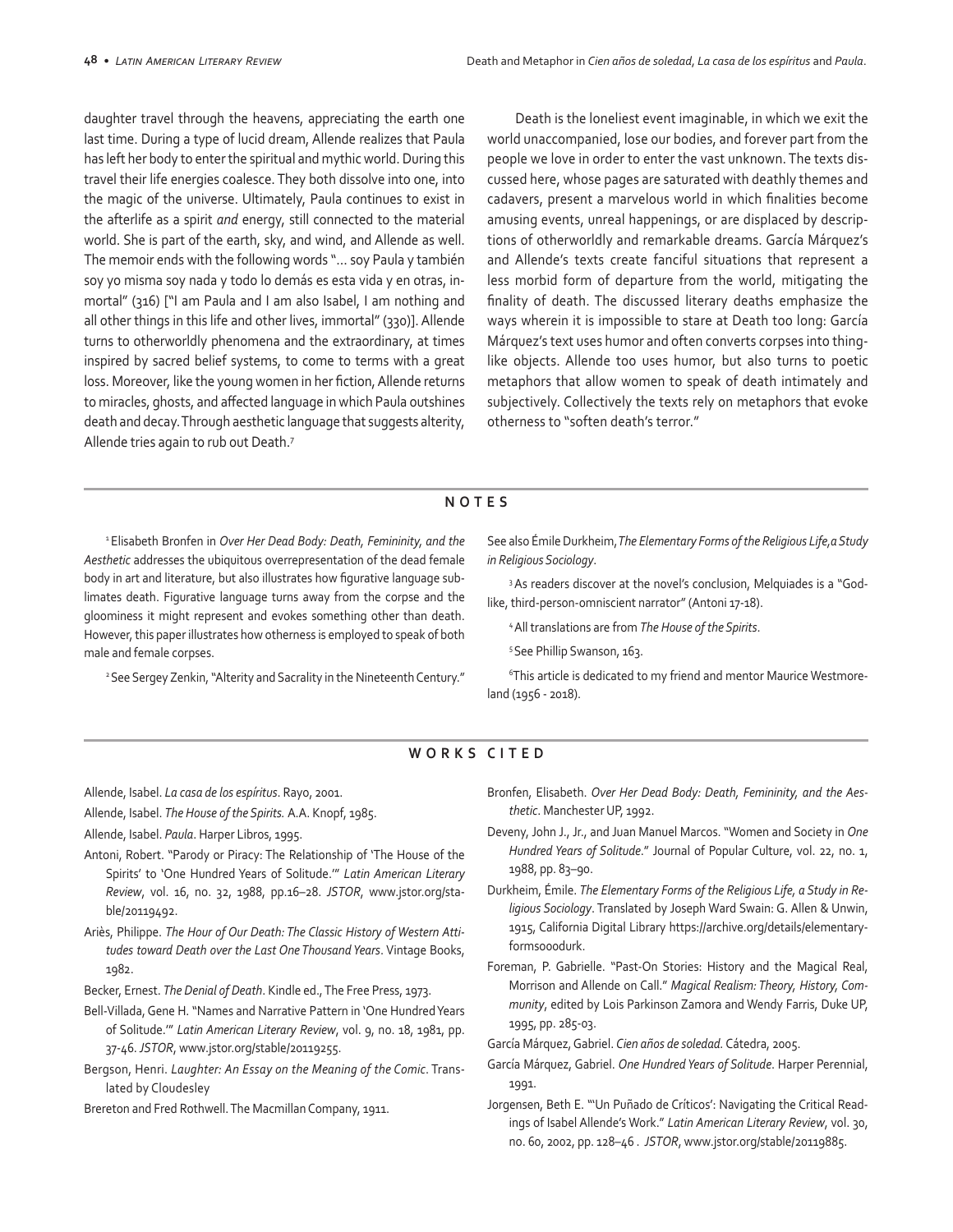daughter travel through the heavens, appreciating the earth one last time. During a type of lucid dream, Allende realizes that Paula has left her body to enter the spiritual and mythic world. During this travel their life energies coalesce. They both dissolve into one, into the magic of the universe. Ultimately, Paula continues to exist in the afterlife as a spirit *and* energy, still connected to the material world. She is part of the earth, sky, and wind, and Allende as well. The memoir ends with the following words "… soy Paula y también soy yo misma soy nada y todo lo demás es esta vida y en otras, inmortal" (316) ["I am Paula and I am also Isabel, I am nothing and all other things in this life and other lives, immortal" (330)]. Allende turns to otherworldly phenomena and the extraordinary, at times inspired by sacred belief systems, to come to terms with a great loss. Moreover, like the young women in her fiction, Allende returns to miracles, ghosts, and affected language in which Paula outshines death and decay. Through aesthetic language that suggests alterity, Allende tries again to rub out Death.[7]

Death is the loneliest event imaginable, in which we exit the world unaccompanied, lose our bodies, and forever part from the people we love in order to enter the vast unknown. The texts discussed here, whose pages are saturated with deathly themes and cadavers, present a marvelous world in which finalities become amusing events, unreal happenings, or are displaced by descriptions of otherworldly and remarkable dreams. García Márquez's and Allende's texts create fanciful situations that represent a less morbid form of departure from the world, mitigating the finality of death. The discussed literary deaths emphasize the ways wherein it is impossible to stare at Death too long: García Márquez's text uses humor and often converts corpses into thing-like objects. Allende too uses humor, but also turns to poetic metaphors that allow women to speak of death intimately and subjectively. Collectively the texts rely on metaphors that evoke otherness to "soften death's terror."

## NOTES

[1] Elisabeth Bronfen in *Over Her Dead Body: Death, Femininity, and the Aesthetic* addresses the ubiquitous overrepresentation of the dead female body in art and literature, but also illustrates how figurative language sublimates death. Figurative language turns away from the corpse and the gloominess it might represent and evokes something other than death. However, this paper illustrates how otherness is employed to speak of both male and female corpses.

[2] See Sergey Zenkin, "Alterity and Sacrality in the Nineteenth Century." See also Émile Durkheim, *The Elementary Forms of the Religious Life, a Study in Religious Sociology*.

[3] As readers discover at the novel's conclusion, Melquiades is a "God-like, third-person-omniscient narrator" (Antoni 17-18).

[4] All translations are from *The House of the Spirits*.

[5] See Phillip Swanson, 163.

[6] This article is dedicated to my friend and mentor Maurice Westmoreland (1956 - 2018).

## WORKS CITED

Allende, Isabel. *La casa de los espíritus*. Rayo, 2001.

Allende, Isabel. *The House of the Spirits.* A.A. Knopf, 1985.

Allende, Isabel. *Paula*. Harper Libros, 1995.

Antoni, Robert. "Parody or Piracy: The Relationship of 'The House of the Spirits' to 'One Hundred Years of Solitude.'" *Latin American Literary Review*, vol. 16, no. 32, 1988, pp.16–28. *JSTOR*, www.jstor.org/stable/20119492.

Ariès, Philippe. *The Hour of Our Death: The Classic History of Western Attitudes toward Death over the Last One Thousand Years*. Vintage Books, 1982.

Becker, Ernest. *The Denial of Death*. Kindle ed., The Free Press, 1973.

Bell-Villada, Gene H. "Names and Narrative Pattern in 'One Hundred Years of Solitude.'" *Latin American Literary Review*, vol. 9, no. 18, 1981, pp. 37-46. *JSTOR*, www.jstor.org/stable/20119255.

Bergson, Henri. *Laughter: An Essay on the Meaning of the Comic*. Translated by Cloudesley

Brereton and Fred Rothwell. The Macmillan Company, 1911.

Bronfen, Elisabeth. *Over Her Dead Body: Death, Femininity, and the Aesthetic*. Manchester UP, 1992.

Deveny, John J., Jr., and Juan Manuel Marcos. "Women and Society in *One Hundred Years of Solitude*." Journal of Popular Culture, vol. 22, no. 1, 1988, pp. 83–90.

Durkheim, Émile. *The Elementary Forms of the Religious Life, a Study in Religious Sociology*. Translated by Joseph Ward Swain: G. Allen & Unwin, 1915, California Digital Library https://archive.org/details/elementaryformsoooodurk.

Foreman, P. Gabrielle. "Past-On Stories: History and the Magical Real, Morrison and Allende on Call." *Magical Realism: Theory, History, Community*, edited by Lois Parkinson Zamora and Wendy Farris, Duke UP, 1995, pp. 285-03.

García Márquez, Gabriel. *Cien años de soledad*. Cátedra, 2005.

García Márquez, Gabriel. *One Hundred Years of Solitude*. Harper Perennial, 1991.

Jorgensen, Beth E. "'Un Puñado de Críticos': Navigating the Critical Readings of Isabel Allende's Work." *Latin American Literary Review*, vol. 30, no. 60, 2002, pp. 128–46 . *JSTOR*, www.jstor.org/stable/20119885.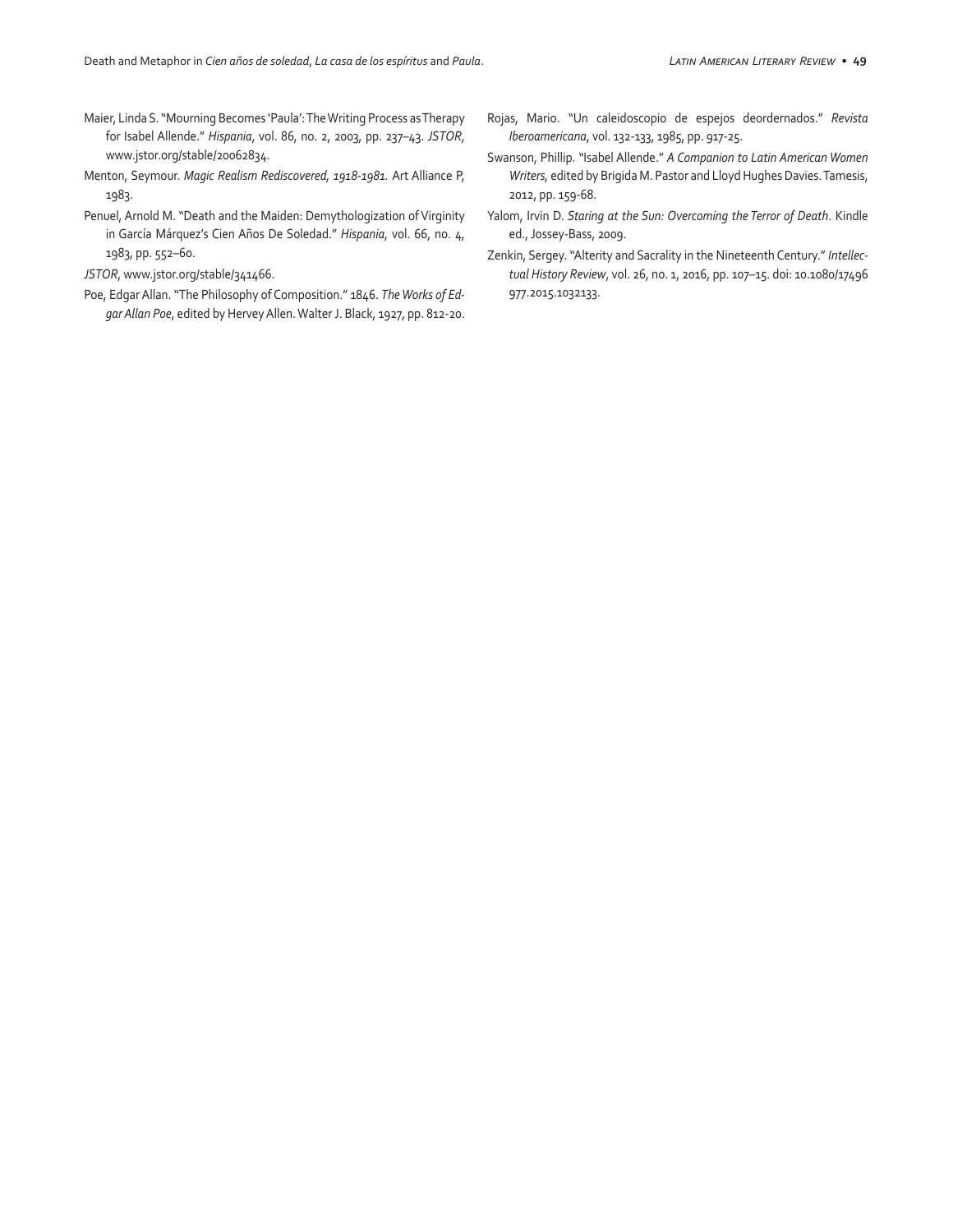Maier, Linda S. "Mourning Becomes 'Paula': The Writing Process as Therapy for Isabel Allende." *Hispania*, vol. 86, no. 2, 2003, pp. 237–43. *JSTOR*, www.jstor.org/stable/20062834.

Menton, Seymour. *Magic Realism Rediscovered, 1918-1981.* Art Alliance P, 1983.

Penuel, Arnold M. "Death and the Maiden: Demythologization of Virginity in García Márquez's Cien Años De Soledad." *Hispania*, vol. 66, no. 4, 1983, pp. 552–60.

*JSTOR*, www.jstor.org/stable/341466.

Poe, Edgar Allan. "The Philosophy of Composition." 1846. *The Works of Edgar Allan Poe*, edited by Hervey Allen. Walter J. Black, 1927, pp. 812-20.

Rojas, Mario. "Un caleidoscopio de espejos deordernados." *Revista Iberoamericana*, vol. 132-133, 1985, pp. 917-25.

Swanson, Phillip. "Isabel Allende." *A Companion to Latin American Women Writers*, edited by Brigida M. Pastor and Lloyd Hughes Davies. Tamesis, 2012, pp. 159-68.

Yalom, Irvin D. *Staring at the Sun: Overcoming the Terror of Death*. Kindle ed., Jossey-Bass, 2009.

Zenkin, Sergey. "Alterity and Sacrality in the Nineteenth Century." *Intellectual History Review*, vol. 26, no. 1, 2016, pp. 107–15. doi: 10.1080/17496977.2015.1032133.